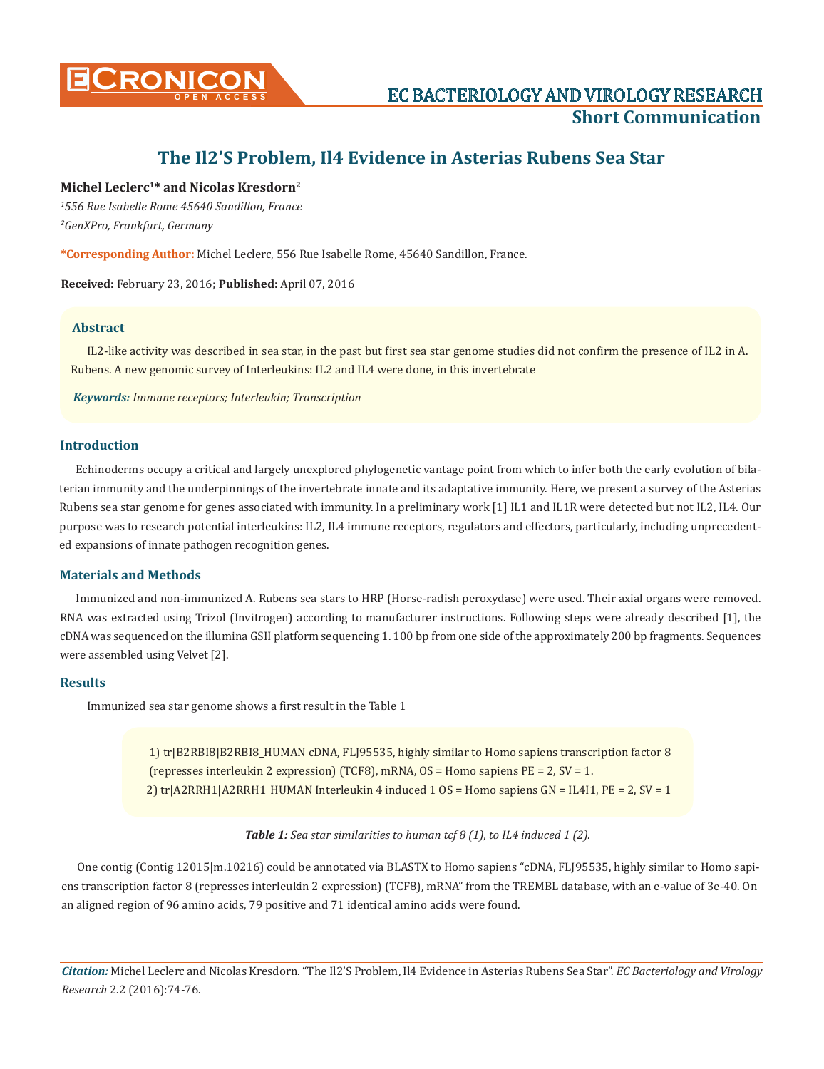# The Il2'S Problem, Il4 Evidence in Asterias Rubens Sea Star

**Michel Leclerc[1]* and Nicolas Kresdorn[2]**

*[1]556 Rue Isabelle Rome 45640 Sandillon, France*

*[2]GenXPro, Frankfurt, Germany*

**\*Corresponding Author:** Michel Leclerc, 556 Rue Isabelle Rome, 45640 Sandillon, France.

**Received:** February 23, 2016; **Published:** April 07, 2016

## Abstract

IL2-like activity was described in sea star, in the past but first sea star genome studies did not confirm the presence of IL2 in A. Rubens. A new genomic survey of Interleukins: IL2 and IL4 were done, in this invertebrate

***Keywords:*** *Immune receptors; Interleukin; Transcription*

## Introduction

Echinoderms occupy a critical and largely unexplored phylogenetic vantage point from which to infer both the early evolution of bilaterian immunity and the underpinnings of the invertebrate innate and its adaptative immunity. Here, we present a survey of the Asterias Rubens sea star genome for genes associated with immunity. In a preliminary work [1] IL1 and IL1R were detected but not IL2, IL4. Our purpose was to research potential interleukins: IL2, IL4 immune receptors, regulators and effectors, particularly, including unprecedented expansions of innate pathogen recognition genes.

## Materials and Methods

Immunized and non-immunized A. Rubens sea stars to HRP (Horse-radish peroxydase) were used. Their axial organs were removed. RNA was extracted using Trizol (Invitrogen) according to manufacturer instructions. Following steps were already described [1], the cDNA was sequenced on the illumina GSII platform sequencing 1. 100 bp from one side of the approximately 200 bp fragments. Sequences were assembled using Velvet [2].

## Results

Immunized sea star genome shows a first result in the Table 1

1) tr|B2RBI8|B2RBI8_HUMAN cDNA, FLJ95535, highly similar to Homo sapiens transcription factor 8 (represses interleukin 2 expression) (TCF8), mRNA, OS = Homo sapiens PE = 2, SV = 1.
2) tr|A2RRH1|A2RRH1_HUMAN Interleukin 4 induced 1 OS = Homo sapiens GN = IL4I1, PE = 2, SV = 1

***Table 1:*** *Sea star similarities to human tcf 8 (1), to IL4 induced 1 (2).*

One contig (Contig 12015|m.10216) could be annotated via BLASTX to Homo sapiens "cDNA, FLJ95535, highly similar to Homo sapiens transcription factor 8 (represses interleukin 2 expression) (TCF8), mRNA" from the TREMBL database, with an e-value of 3e-40. On an aligned region of 96 amino acids, 79 positive and 71 identical amino acids were found.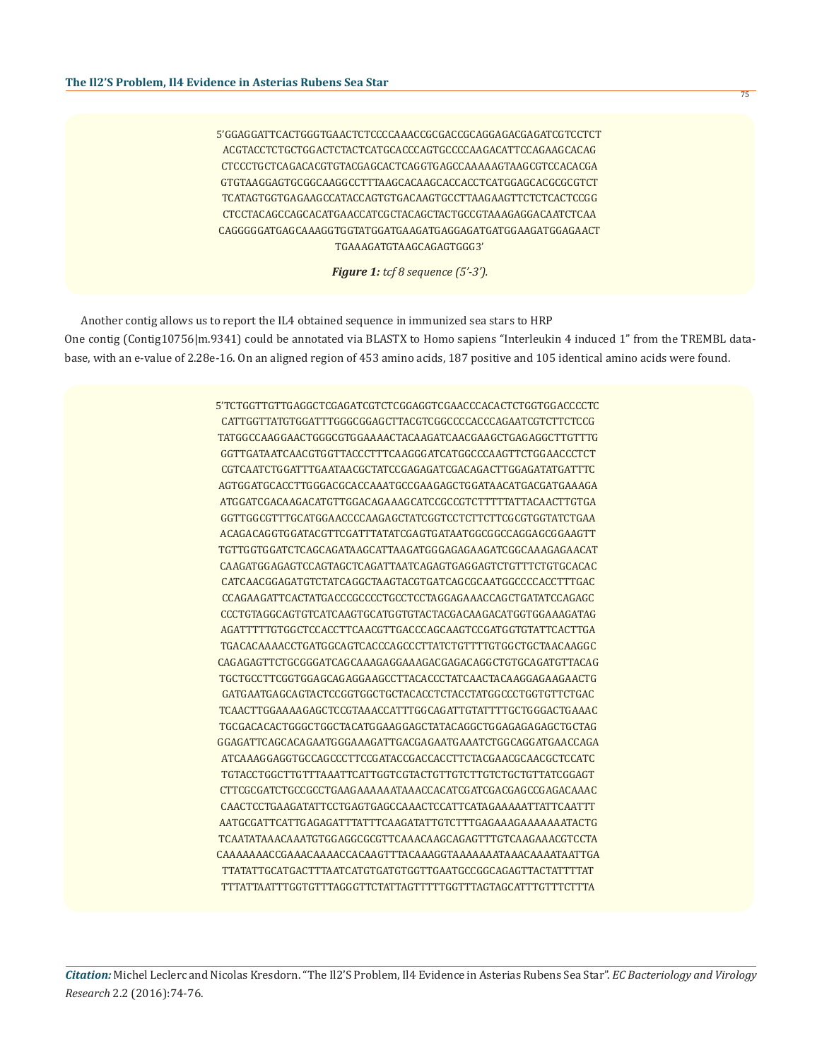```
5'GGAGGATTCACTGGGTGAACTCTCCCCAAACCGCGACCGCAGGAGACGAGATCGTCCTCT
ACGTACCTCTGCTGGACTCTACTCATGCACCCAGTGCCCCAAGACATTCCAGAAGCACAG
CTCCCTGCTCAGACACGTGTACGAGCACTCAGGTGAGCCAAAAAGTAAGCGTCCACACGA
GTGTAAGGAGTGCGGCAAGGCCTTTAAGCACAAGCACCACCTCATGGAGCACGCGCGTCT
TCATAGTGGTGAGAAGCCATACCAGTGTGACAAGTGCCTTAAGAAGTTCTCTCACTCCGG
CTCCTACAGCCAGCACATGAACCATCGCTACAGCTACTGCCGTAAAGAGGACAATCTCAA
CAGGGGGATGAGCAAAGGTGGTATGGATGAAGATGAGGAGATGATGGAAGATGGAGAACT
TGAAAGATGTAAGCAGAGTGGG3'
```

***Figure 1:*** *tcf 8 sequence (5'-3').*

Another contig allows us to report the IL4 obtained sequence in immunized sea stars to HRP

One contig (Contig10756|m.9341) could be annotated via BLASTX to Homo sapiens "Interleukin 4 induced 1" from the TREMBL database, with an e-value of 2.28e-16. On an aligned region of 453 amino acids, 187 positive and 105 identical amino acids were found.

```
5'TCTGGTTGTTGAGGCTCGAGATCGTCTCGGAGGTCGAACCCACACTCTGGTGGACCCCTC
CATTGGTTATGTGGATTTGGGCGGAGCTTACGTCGGCCCCACCCAGAATCGTCTTCTCCG
TATGGCCAAGGAACTGGGCGTGGAAAACTACAAGATCAACGAAGCTGAGAGGCTTGTTTG
GGTTGATAATCAACGTGGTTACCCTTTCAAGGGATCATGGCCCAAGTTCTGGAACCCTCT
CGTCAATCTGGATTTGAATAACGCTATCCGAGAGATCGACAGACTTGGAGATATGATTTC
AGTGGATGCACCTTGGGACGCACCAAATGCCGAAGAGCTGGATAACATGACGATGAAAGA
ATGGATCGACAAGACATGTTGGACAGAAAGCATCCGCCGTCTTTTTATTACAACTTGTGA
GGTTGGCGTTTGCATGGAACCCCAAGAGCTATCGGTCCTCTTCTTCGCGTGGTATCTGAA
ACAGACAGGTGGATACGTTCGATTTATATCGAGTGATAATGGCGGCCAGGAGCGGAAGTT
TGTTGGTGGATCTCAGCAGATAAGCATTAAGATGGGAGAGAAGATCGGCAAAGAGAACAT
CAAGATGGAGAGTCCAGTAGCTCAGATTAATCAGAGTGAGGAGTCTGTTTCTGTGCACAC
CATCAACGGAGATGTCTATCAGGCTAAGTACGTGATCAGCGCAATGGCCCCACCTTTGAC
CCAGAAGATTCACTATGACCCGCCCCTGCCTCCTAGGAGAAACCAGCTGATATCCAGAGC
CCCTGTAGGCAGTGTCATCAAGTGCATGGTGTACTACGACAAGACATGGTGGAAAGATAG
AGATTTTTGTGGCTCCACCTTCAACGTTGACCCAGCAAGTCCGATGGTGTATTCACTTGA
TGACACAAAACCTGATGGCAGTCACCCAGCCCTTATCTGTTTTGTGGCTGCTAACAAGGC
CAGAGAGTTCTGCGGGATCAGCAAAGAGGAAAGACGAGACAGGCTGTGCAGATGTTACAG
TGCTGCCTTCGGTGGAGCAGAGGAAGCCTTACACCCTATCAACTACAAGGAGAAGAACTG
GATGAATGAGCAGTACTCCGGTGGCTGCTACACCTCTACCTATGGCCCTGGTGTTCTGAC
TCAACTTGGAAAAGAGCTCCGTAAACCATTTGGCAGATTGTATTTTGCTGGGACTGAAAC
TGCGACACACTGGGCTGGCTACATGGAAGGAGCTATACAGGCTGGAGAGAGAGCTGCTAG
GGAGATTCAGCACAGAATGGGAAAGATTGACGAGAATGAAATCTGGCAGGATGAACCAGA
ATCAAAGGAGGTGCCAGCCCTTCCGATACCGACCACCTTCTACGAACGCAACGCTCCATC
TGTACCTGGCTTGTTTAAATTCATTGGTCGTACTGTTGTCTTGTCTGCTGTTATCGGAGT
CTTCGCGATCTGCCGCCTGAAGAAAAAATAAACCACATCGATCGACGAGCCGAGACAAAC
CAACTCCTGAAGATATTCCTGAGTGAGCCAAACTCCATTCATAGAAAAATTATTCAATTT
AATGCGATTCATTGAGAGATTTATTTCAAGATATTGTCTTTGAGAAAGAAAAAAATACTG
TCAATATAAACAAATGTGGAGGCGCGTTCAAACAAGCAGAGTTTGTCAAGAAACGTCCTA
CAAAAAAACCGAAACAAAACCACAAGTTTACAAAGGTAAAAAAATAAACAAAATAATTGA
TTATATTGCATGACTTTAATCATGTGATGTGGTTGAATGCCGGCAGAGTTACTATTTTAT
TTTATTAATTTGGTGTTTAGGGTTCTATTAGTTTTTGGTTTAGTAGCATTTGTTTCTTTA
```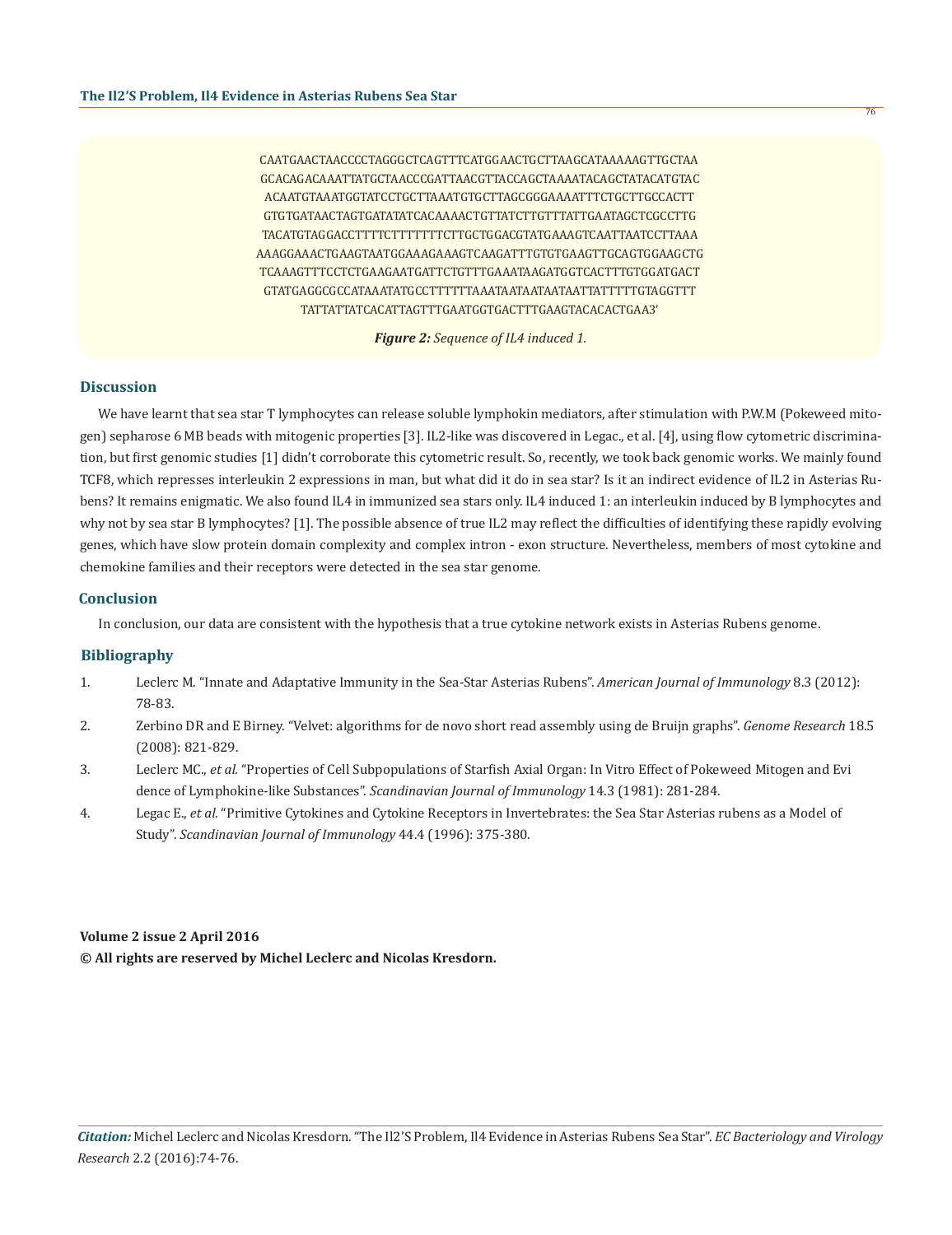CAATGAACTAACCCCTAGGGCTCAGTTTCATGGAACTGCTTAAGCATAAAAAGTTGCTAA
GCACAGACAAATTATGCTAACCCGATTAACGTTACCAGCTAAAATACAGCTATACATGTAC
ACAATGTAAATGGTATCCTGCTTAAATGTGCTTAGCGGGAAAATTTCTGCTTGCCACTT
GTGTGATAACTAGTGATATATCACAAAACTGTTATCTTGTTTATTGAATAGCTCGCCTTG
TACATGTAGGACCTTTTCTTTTTTTCTTGCTGGACGTATGAAAGTCAATTAATCCTTAAA
AAAGGAAACTGAAGTAATGGAAAGAAAGTCAAGATTTGTGTGAAGTTGCAGTGGAAGCTG
TCAAAGTTTCCTCTGAAGAATGATTCTGTTTGAAATAAGATGGTCACTTTGTGGATGACT
GTATGAGGCGCCATAAATATGCCTTTTTTAAATAATAATAATAATTATTTTTGTAGGTTT
TATTATTATCACATTAGTTTGAATGGTGACTTTGAAGTACACACTGAA3'

***Figure 2:*** *Sequence of IL4 induced 1.*

## Discussion

We have learnt that sea star T lymphocytes can release soluble lymphokin mediators, after stimulation with P.W.M (Pokeweed mitogen) sepharose 6 MB beads with mitogenic properties [3]. IL2-like was discovered in Legac., et al. [4], using flow cytometric discrimination, but first genomic studies [1] didn't corroborate this cytometric result. So, recently, we took back genomic works. We mainly found TCF8, which represses interleukin 2 expressions in man, but what did it do in sea star? Is it an indirect evidence of IL2 in Asterias Rubens? It remains enigmatic. We also found IL4 in immunized sea stars only. IL4 induced 1: an interleukin induced by B lymphocytes and why not by sea star B lymphocytes? [1]. The possible absence of true IL2 may reflect the difficulties of identifying these rapidly evolving genes, which have slow protein domain complexity and complex intron - exon structure. Nevertheless, members of most cytokine and chemokine families and their receptors were detected in the sea star genome.

## Conclusion

In conclusion, our data are consistent with the hypothesis that a true cytokine network exists in Asterias Rubens genome.

## Bibliography

1. Leclerc M. "Innate and Adaptative Immunity in the Sea-Star Asterias Rubens". *American Journal of Immunology* 8.3 (2012): 78-83.
2. Zerbino DR and E Birney. "Velvet: algorithms for de novo short read assembly using de Bruijn graphs". *Genome Research* 18.5 (2008): 821-829.
3. Leclerc MC., *et al.* "Properties of Cell Subpopulations of Starfish Axial Organ: In Vitro Effect of Pokeweed Mitogen and Evidence of Lymphokine-like Substances". *Scandinavian Journal of Immunology* 14.3 (1981): 281-284.
4. Legac E., *et al.* "Primitive Cytokines and Cytokine Receptors in Invertebrates: the Sea Star Asterias rubens as a Model of Study". *Scandinavian Journal of Immunology* 44.4 (1996): 375-380.

**Volume 2 issue 2 April 2016**
**© All rights are reserved by Michel Leclerc and Nicolas Kresdorn.**